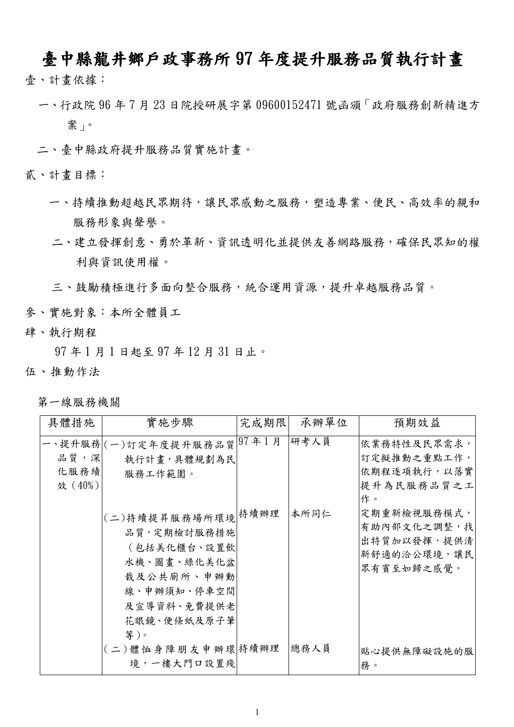# 臺中縣龍井鄉戶政事務所 97 年度提升服務品質執行計畫

壹、計畫依據：

一、行政院 96 年 7 月 23 日院授研展字第 09600152471 號函頒「政府服務創新精進方案」。

二、臺中縣政府提升服務品質實施計畫。

貳、計畫目標：

一、持續推動超越民眾期待，讓民眾感動之服務，塑造專業、便民、高效率的親和服務形象與聲譽。

二、建立發揮創意、勇於革新、資訊透明化並提供友善網路服務，確保民眾知的權利與資訊使用權。

三、鼓勵積極進行多面向整合服務，統合運用資源，提升卓越服務品質。

參、實施對象：本所全體員工

肆、執行期程

97 年 1 月 1 日起至 97 年 12 月 31 日止。

伍、推動作法

第一線服務機關

| 具體措施 | 實施步驟 | 完成期限 | 承辦單位 | 預期效益 |
| --- | --- | --- | --- | --- |
| 一、提升服務品質，深化服務績效（40%） | (一)訂定年度提升服務品質執行計畫，具體規劃為民服務工作範圍。 | 97 年 1 月 | 研考人員 | 依業務特性及民眾需求，訂定擬推動之重點工作，依期程逐項執行，以落實提升為民服務品質之工作。 |
| | (二)持續提昇服務場所環境品質，定期檢討服務措施（包括美化櫃台、設置飲水機、圖畫、綠化美化盆栽及公共廁所、申辦動線、申辦須知、停車空間及宣導資料、免費提供老花眼鏡、便條紙及原子筆等）。 | 持續辦理 | 本所同仁 | 定期重新檢視服務模式，有助內部文化之調整，找出特質加以發揮，提供清新舒適的洽公環境，讓民眾有賓至如歸之感覺。 |
| | (二)體恤身障朋友申辦環境，一樓大門口設置殘 | 持續辦理 | 總務人員 | 貼心提供無障礙設施的服務。 |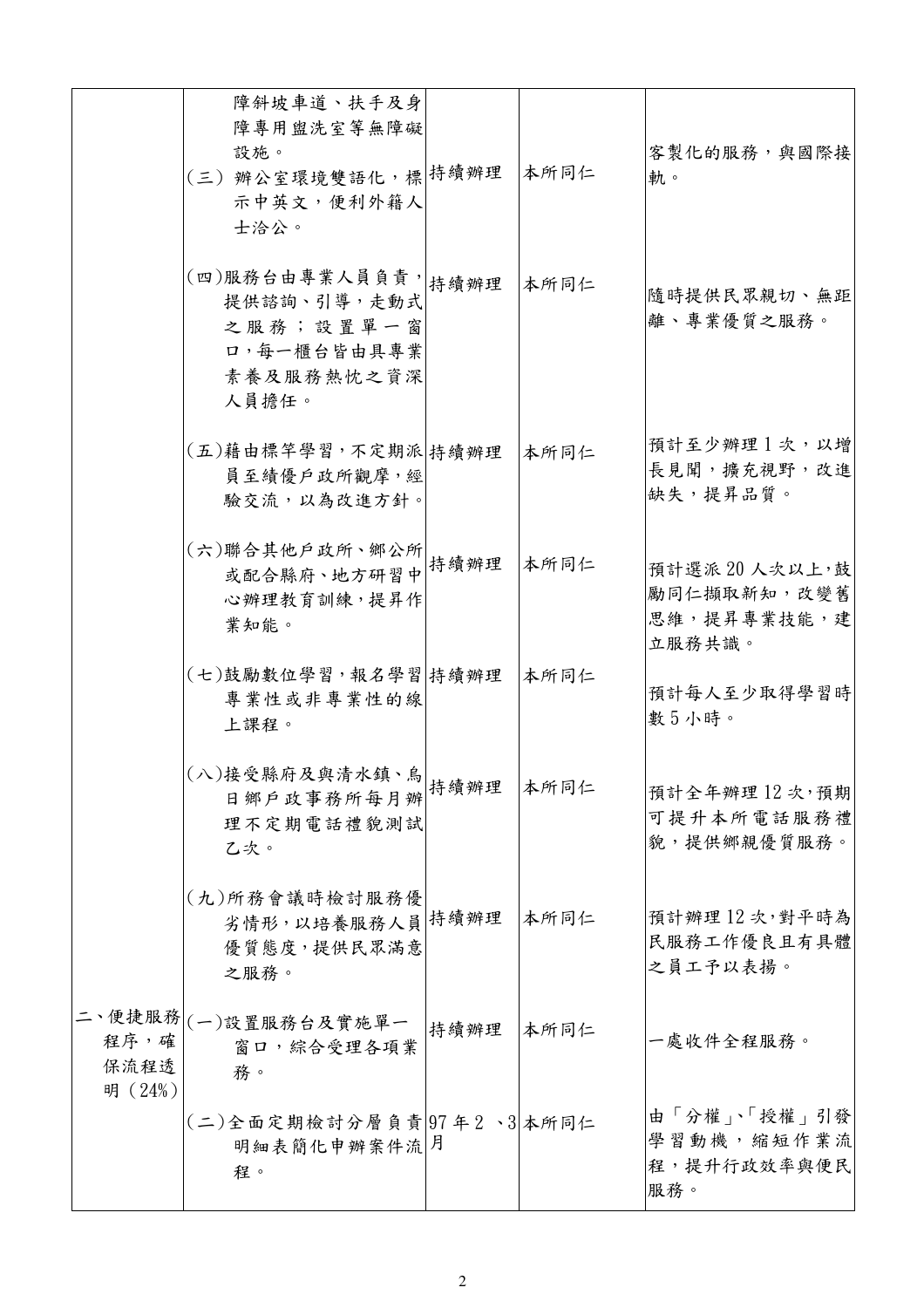| | | | | |
|---|---|---|---|---|
| | 障斜坡車道、扶手及身障專用盥洗室等無障礙設施。 | | | |
| | (三) 辦公室環境雙語化，標示中英文，便利外籍人士洽公。 | 持續辦理 | 本所同仁 | 客製化的服務，與國際接軌。 |
| | (四)服務台由專業人員負責，提供諮詢、引導，走動式之服務；設置單一窗口，每一櫃台皆由具專業素養及服務熱忱之資深人員擔任。 | 持續辦理 | 本所同仁 | 隨時提供民眾親切、無距離、專業優質之服務。 |
| | (五)藉由標竿學習，不定期派員至績優戶政所觀摩，經驗交流，以為改進方針。 | 持續辦理 | 本所同仁 | 預計至少辦理 1 次，以增長見聞，擴充視野，改進缺失，提昇品質。 |
| | (六)聯合其他戶政所、鄉公所或配合縣府、地方研習中心辦理教育訓練，提昇作業知能。 | 持續辦理 | 本所同仁 | 預計選派 20 人次以上，鼓勵同仁擷取新知，改變舊思維，提昇專業技能，建立服務共識。 |
| | (七)鼓勵數位學習，報名學習專業性或非專業性的線上課程。 | 持續辦理 | 本所同仁 | 預計每人至少取得學習時數 5 小時。 |
| | (八)接受縣府及與清水鎮、烏日鄉戶政事務所每月辦理不定期電話禮貌測試乙次。 | 持續辦理 | 本所同仁 | 預計全年辦理 12 次，預期可提升本所電話服務禮貌，提供鄉親優質服務。 |
| | (九)所務會議時檢討服務優劣情形，以培養服務人員優質態度，提供民眾滿意之服務。 | 持續辦理 | 本所同仁 | 預計辦理 12 次，對平時為民服務工作優良且有具體之員工予以表揚。 |
| 二、便捷服務程序，確保流程透明（24%） | (一)設置服務台及實施單一窗口，綜合受理各項業務。 | 持續辦理 | 本所同仁 | 一處收件全程服務。 |
| | (二)全面定期檢討分層負責明細表簡化申辦案件流程。 | 97 年 2 、3 月 | 本所同仁 | 由「分權」、「授權」引發學習動機，縮短作業流程，提升行政效率與便民服務。 |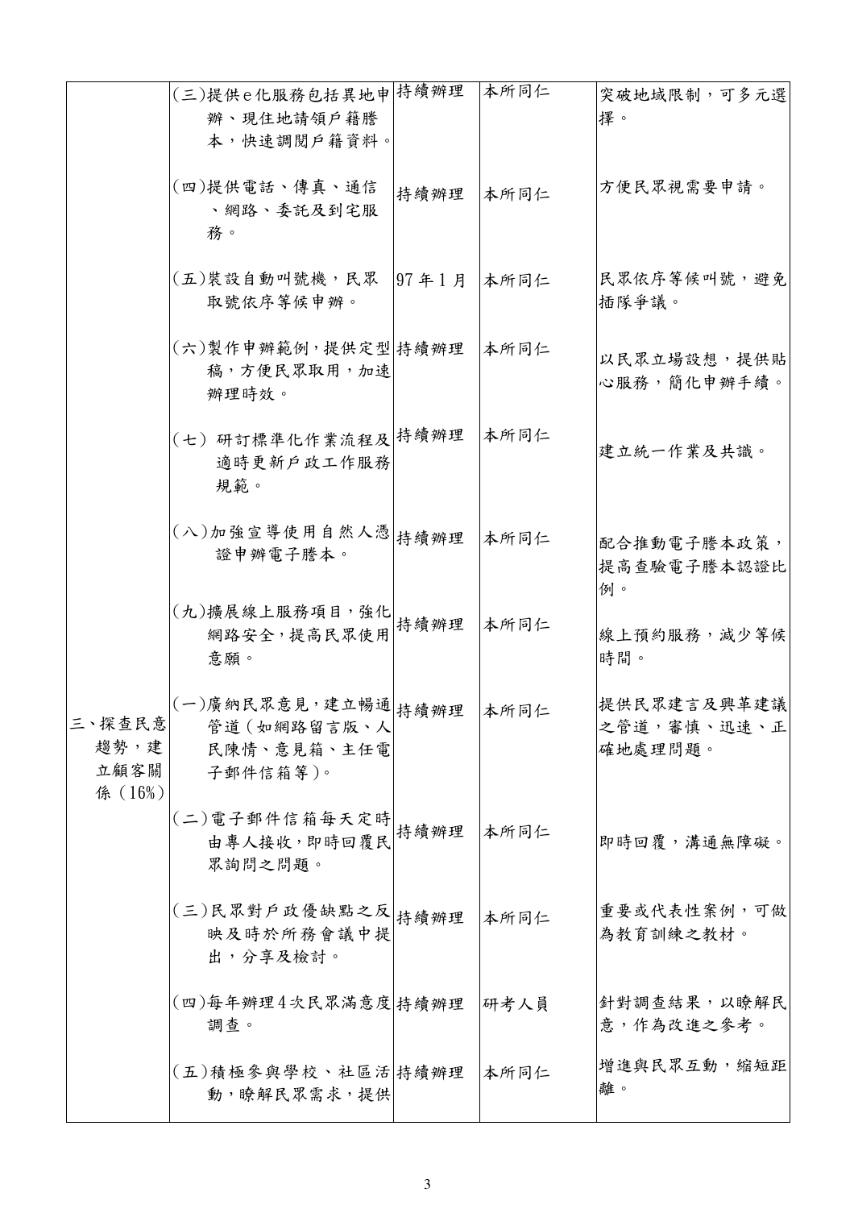| | | | | |
|---|---|---|---|---|
| | (三)提供e化服務包括異地申辦、現住地請領戶籍謄本，快速調閱戶籍資料。 | 持續辦理 | 本所同仁 | 突破地域限制，可多元選擇。 |
| | (四)提供電話、傳真、通信、網路、委託及到宅服務。 | 持續辦理 | 本所同仁 | 方便民眾視需要申請。 |
| | (五)裝設自動叫號機，民眾取號依序等候申辦。 | 97年1月 | 本所同仁 | 民眾依序等候叫號，避免插隊爭議。 |
| | (六)製作申辦範例，提供定型稿，方便民眾取用，加速辦理時效。 | 持續辦理 | 本所同仁 | 以民眾立場設想，提供貼心服務，簡化申辦手續。 |
| | (七) 研訂標準化作業流程及適時更新戶政工作服務規範。 | 持續辦理 | 本所同仁 | 建立統一作業及共識。 |
| | (八)加強宣導使用自然人憑證申辦電子謄本。 | 持續辦理 | 本所同仁 | 配合推動電子謄本政策，提高查驗電子謄本認證比例。 |
| | (九)擴展線上服務項目，強化網路安全，提高民眾使用意願。 | 持續辦理 | 本所同仁 | 線上預約服務，減少等候時間。 |
| 三、探查民意趨勢，建立顧客關係(16%) | (一)廣納民眾意見，建立暢通管道(如網路留言版、人民陳情、意見箱、主任電子郵件信箱等)。 | 持續辦理 | 本所同仁 | 提供民眾建言及興革建議之管道，審慎、迅速、正確地處理問題。 |
| | (二)電子郵件信箱每天定時由專人接收，即時回覆民眾詢問之問題。 | 持續辦理 | 本所同仁 | 即時回覆，溝通無障礙。 |
| | (三)民眾對戶政優缺點之反映及時於所務會議中提出，分享及檢討。 | 持續辦理 | 本所同仁 | 重要或代表性案例，可做為教育訓練之教材。 |
| | (四)每年辦理4次民眾滿意度調查。 | 持續辦理 | 研考人員 | 針對調查結果，以瞭解民意，作為改進之參考。 |
| | (五)積極參與學校、社區活動，瞭解民眾需求，提供 | 持續辦理 | 本所同仁 | 增進與民眾互動，縮短距離。 |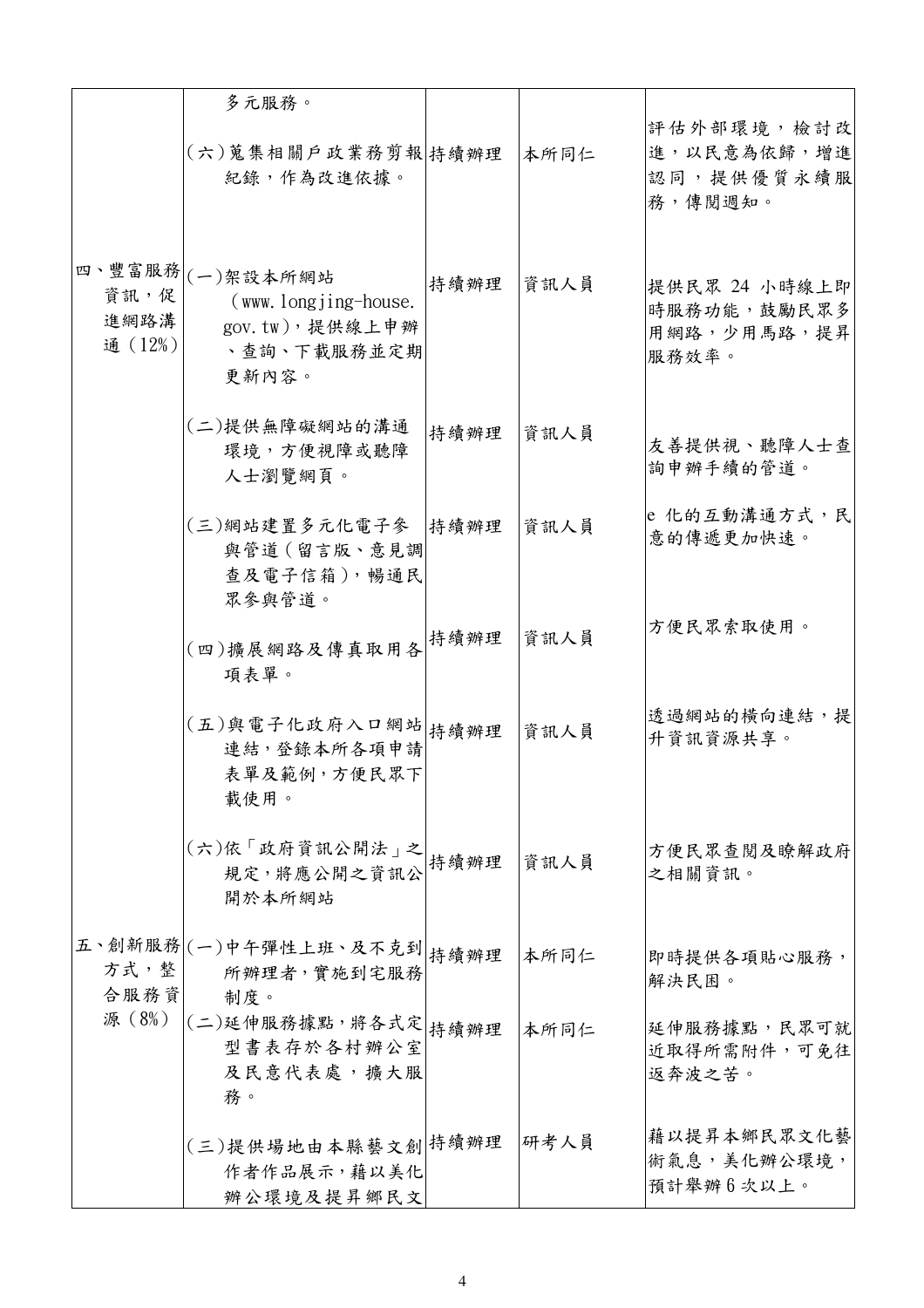| | | | | |
|---|---|---|---|---|
| | 多元服務。 | | | |
| | (六)蒐集相關戶政業務剪報紀錄，作為改進依據。 | 持續辦理 | 本所同仁 | 評估外部環境，檢討改進，以民意為依歸，增進認同，提供優質永續服務，傳閱週知。 |
| 四、豐富服務資訊，促進網路溝通（12%） | (一)架設本所網站（www.longjing-house.gov.tw)，提供線上申辦、查詢、下載服務並定期更新內容。 | 持續辦理 | 資訊人員 | 提供民眾 24 小時線上即時服務功能，鼓勵民眾多用網路，少用馬路，提昇服務效率。 |
| | (二)提供無障礙網站的溝通環境，方便視障或聽障人士瀏覽網頁。 | 持續辦理 | 資訊人員 | 友善提供視、聽障人士查詢申辦手續的管道。 |
| | (三)網站建置多元化電子參與管道（留言版、意見調查及電子信箱），暢通民眾參與管道。 | 持續辦理 | 資訊人員 | e 化的互動溝通方式，民意的傳遞更加快速。 |
| | (四)擴展網路及傳真取用各項表單。 | 持續辦理 | 資訊人員 | 方便民眾索取使用。 |
| | (五)與電子化政府入口網站連結，登錄本所各項申請表單及範例，方便民眾下載使用。 | 持續辦理 | 資訊人員 | 透過網站的橫向連結，提升資訊資源共享。 |
| | (六)依「政府資訊公開法」之規定，將應公開之資訊公開於本所網站 | 持續辦理 | 資訊人員 | 方便民眾查閱及瞭解政府之相關資訊。 |
| 五、創新服務方式，整合服務資源（8%） | (一)中午彈性上班、及不克到所辦理者，實施到宅服務制度。 | 持續辦理 | 本所同仁 | 即時提供各項貼心服務，解決民困。 |
| | (二)延伸服務據點，將各式定型書表存於各村辦公室及民意代表處，擴大服務。 | 持續辦理 | 本所同仁 | 延伸服務據點，民眾可就近取得所需附件，可免往返奔波之苦。 |
| | (三)提供場地由本縣藝文創作者作品展示，藉以美化辦公環境及提昇鄉民文 | 持續辦理 | 研考人員 | 藉以提昇本鄉民眾文化藝術氣息，美化辦公環境，預計舉辦 6 次以上。 |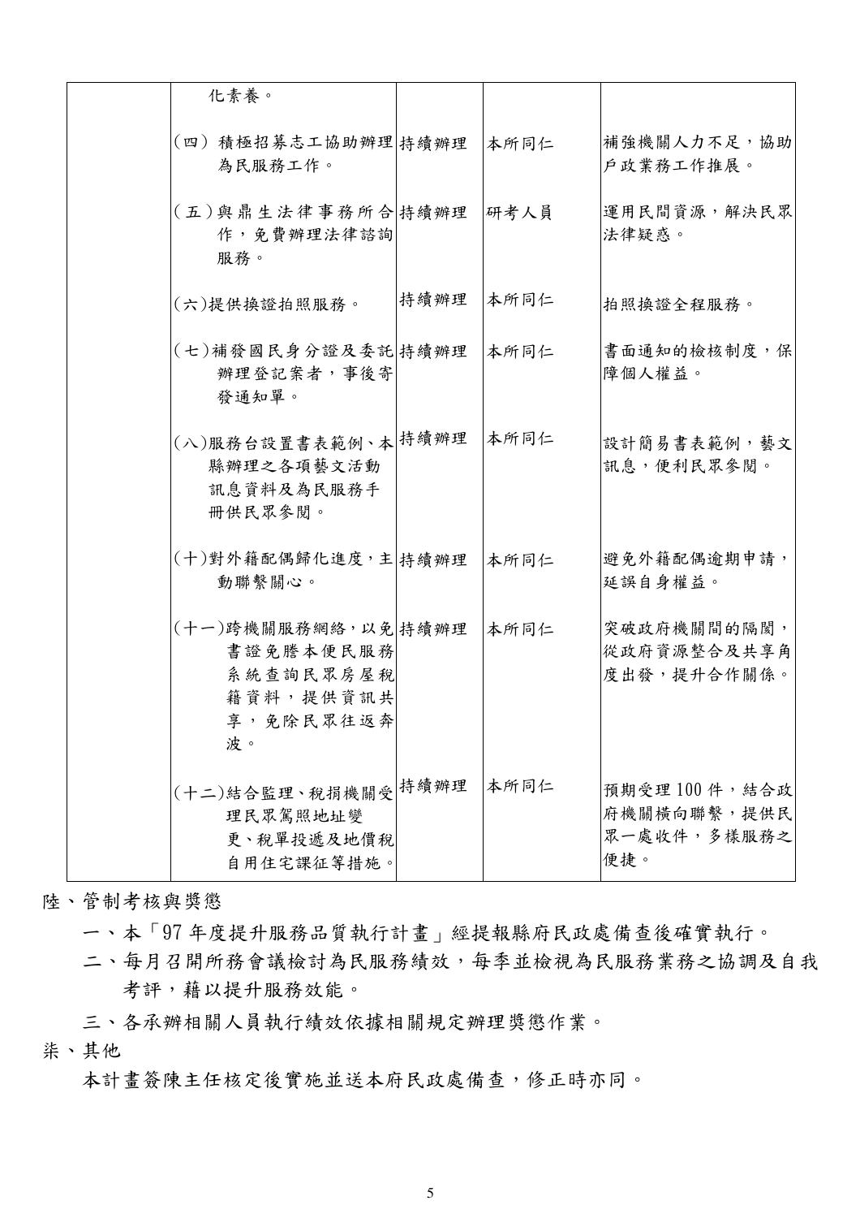| | | | | |
|---|---|---|---|---|
| | 化素養。 | | | |
| | （四）積極招募志工協助辦理為民服務工作。 | 持續辦理 | 本所同仁 | 補強機關人力不足，協助戶政業務工作推展。 |
| | （五）與鼎生法律事務所合作，免費辦理法律諮詢服務。 | 持續辦理 | 研考人員 | 運用民間資源，解決民眾法律疑惑。 |
| | （六）提供換證拍照服務。 | 持續辦理 | 本所同仁 | 拍照換證全程服務。 |
| | （七）補發國民身分證及委託辦理登記案者，事後寄發通知單。 | 持續辦理 | 本所同仁 | 書面通知的檢核制度，保障個人權益。 |
| | （八）服務台設置書表範例、本縣辦理之各項藝文活動訊息資料及為民服務手冊供民眾參閱。 | 持續辦理 | 本所同仁 | 設計簡易書表範例，藝文訊息，便利民眾參閱。 |
| | （十）對外籍配偶歸化進度，主動聯繫關心。 | 持續辦理 | 本所同仁 | 避免外籍配偶逾期申請，延誤自身權益。 |
| | （十一）跨機關服務網絡，以免書證免謄本便民服務系統查詢民眾房屋稅籍資料，提供資訊共享，免除民眾往返奔波。 | 持續辦理 | 本所同仁 | 突破政府機關間的隔閡，從政府資源整合及共享角度出發，提升合作關係。 |
| | （十二）結合監理、稅捐機關受理民眾駕照地址變更、稅單投遞及地價稅自用住宅課征等措施。 | 持續辦理 | 本所同仁 | 預期受理100件，結合政府機關橫向聯繫，提供民眾一處收件，多樣服務之便捷。 |

陸、管制考核與獎懲

一、本「97年度提升服務品質執行計畫」經提報縣府民政處備查後確實執行。

二、每月召開所務會議檢討為民服務績效，每季並檢視為民服務業務之協調及自我考評，藉以提升服務效能。

三、各承辦相關人員執行績效依據相關規定辦理獎懲作業。

柒、其他

本計畫簽陳主任核定後實施並送本府民政處備查，修正時亦同。